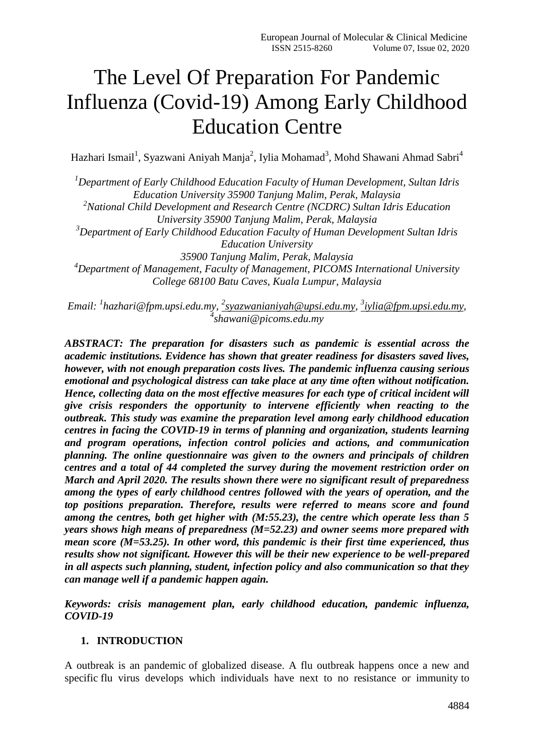# The Level Of Preparation For Pandemic Influenza (Covid-19) Among Early Childhood Education Centre

Hazhari Ismail[1], Syazwani Aniyah Manja[2], Iylia Mohamad[3], Mohd Shawani Ahmad Sabri[4]

*[1]Department of Early Childhood Education Faculty of Human Development, Sultan Idris Education University 35900 Tanjung Malim, Perak, Malaysia*
*[2]National Child Development and Research Centre (NCDRC) Sultan Idris Education University 35900 Tanjung Malim, Perak, Malaysia*
*[3]Department of Early Childhood Education Faculty of Human Development Sultan Idris Education University 35900 Tanjung Malim, Perak, Malaysia*
*[4]Department of Management, Faculty of Management, PICOMS International University College 68100 Batu Caves, Kuala Lumpur, Malaysia*

*Email: [1]hazhari@fpm.upsi.edu.my, [2]syazwanianiyah@upsi.edu.my, [3]iylia@fpm.upsi.edu.my, [4]shawani@picoms.edu.my*

***ABSTRACT: The preparation for disasters such as pandemic is essential across the academic institutions. Evidence has shown that greater readiness for disasters saved lives, however, with not enough preparation costs lives. The pandemic influenza causing serious emotional and psychological distress can take place at any time often without notification. Hence, collecting data on the most effective measures for each type of critical incident will give crisis responders the opportunity to intervene efficiently when reacting to the outbreak. This study was examine the preparation level among early childhood education centres in facing the COVID-19 in terms of planning and organization, students learning and program operations, infection control policies and actions, and communication planning. The online questionnaire was given to the owners and principals of children centres and a total of 44 completed the survey during the movement restriction order on March and April 2020. The results shown there were no significant result of preparedness among the types of early childhood centres followed with the years of operation, and the top positions preparation. Therefore, results were referred to means score and found among the centres, both get higher with (M:55.23), the centre which operate less than 5 years shows high means of preparedness (M=52.23) and owner seems more prepared with mean score (M=53.25). In other word, this pandemic is their first time experienced, thus results show not significant. However this will be their new experience to be well-prepared in all aspects such planning, student, infection policy and also communication so that they can manage well if a pandemic happen again.***

***Keywords: crisis management plan, early childhood education, pandemic influenza, COVID-19***

## 1. INTRODUCTION

A outbreak is an pandemic of globalized disease. A flu outbreak happens once a new and specific flu virus develops which individuals have next to no resistance or immunity to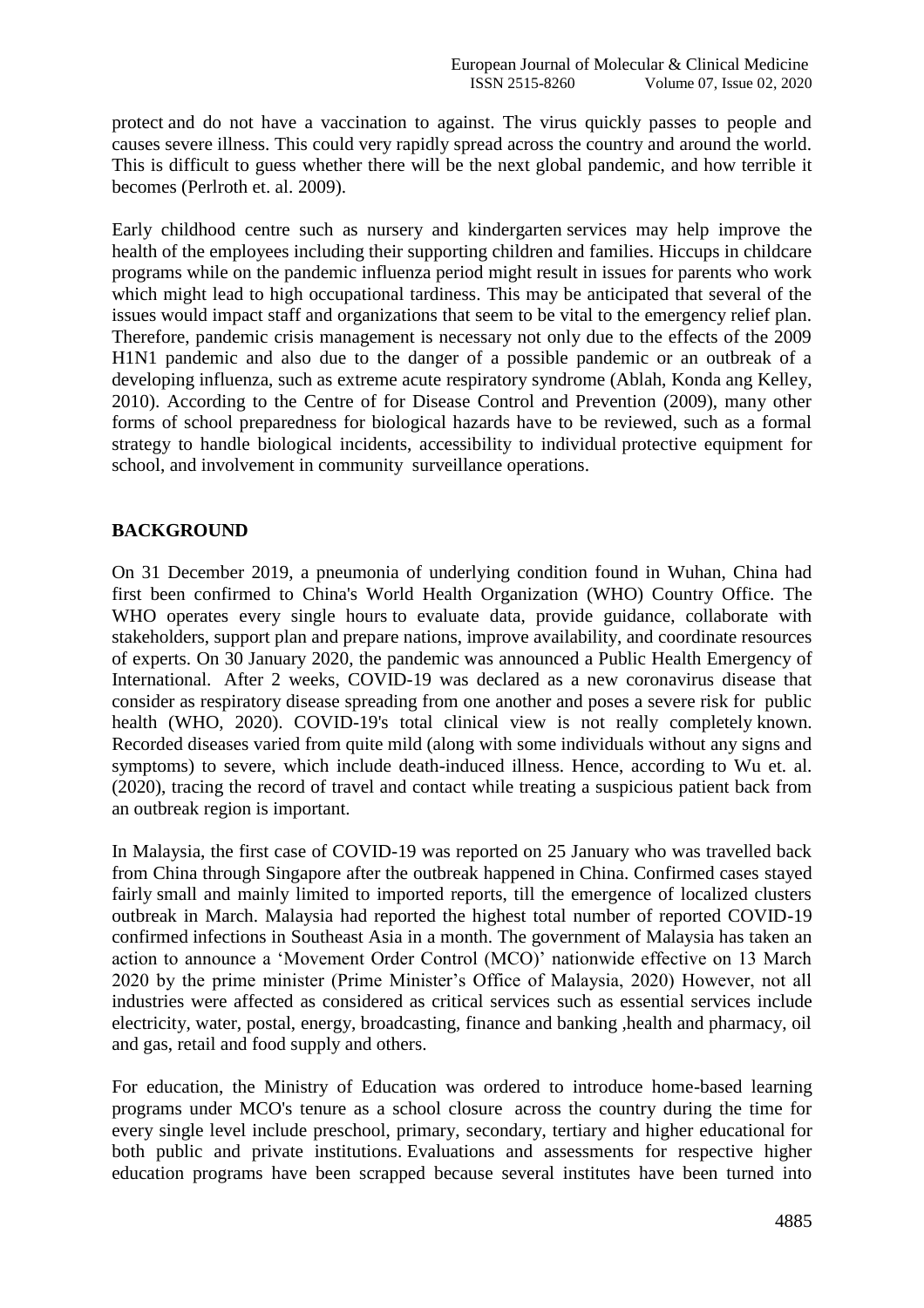protect and do not have a vaccination to against. The virus quickly passes to people and causes severe illness. This could very rapidly spread across the country and around the world. This is difficult to guess whether there will be the next global pandemic, and how terrible it becomes (Perlroth et. al. 2009).

Early childhood centre such as nursery and kindergarten services may help improve the health of the employees including their supporting children and families. Hiccups in childcare programs while on the pandemic influenza period might result in issues for parents who work which might lead to high occupational tardiness. This may be anticipated that several of the issues would impact staff and organizations that seem to be vital to the emergency relief plan. Therefore, pandemic crisis management is necessary not only due to the effects of the 2009 H1N1 pandemic and also due to the danger of a possible pandemic or an outbreak of a developing influenza, such as extreme acute respiratory syndrome (Ablah, Konda ang Kelley, 2010). According to the Centre of for Disease Control and Prevention (2009), many other forms of school preparedness for biological hazards have to be reviewed, such as a formal strategy to handle biological incidents, accessibility to individual protective equipment for school, and involvement in community surveillance operations.

## BACKGROUND

On 31 December 2019, a pneumonia of underlying condition found in Wuhan, China had first been confirmed to China's World Health Organization (WHO) Country Office. The WHO operates every single hours to evaluate data, provide guidance, collaborate with stakeholders, support plan and prepare nations, improve availability, and coordinate resources of experts. On 30 January 2020, the pandemic was announced a Public Health Emergency of International. After 2 weeks, COVID-19 was declared as a new coronavirus disease that consider as respiratory disease spreading from one another and poses a severe risk for public health (WHO, 2020). COVID-19's total clinical view is not really completely known. Recorded diseases varied from quite mild (along with some individuals without any signs and symptoms) to severe, which include death-induced illness. Hence, according to Wu et. al. (2020), tracing the record of travel and contact while treating a suspicious patient back from an outbreak region is important.

In Malaysia, the first case of COVID-19 was reported on 25 January who was travelled back from China through Singapore after the outbreak happened in China. Confirmed cases stayed fairly small and mainly limited to imported reports, till the emergence of localized clusters outbreak in March. Malaysia had reported the highest total number of reported COVID-19 confirmed infections in Southeast Asia in a month. The government of Malaysia has taken an action to announce a 'Movement Order Control (MCO)' nationwide effective on 13 March 2020 by the prime minister (Prime Minister's Office of Malaysia, 2020) However, not all industries were affected as considered as critical services such as essential services include electricity, water, postal, energy, broadcasting, finance and banking ,health and pharmacy, oil and gas, retail and food supply and others.

For education, the Ministry of Education was ordered to introduce home-based learning programs under MCO's tenure as a school closure across the country during the time for every single level include preschool, primary, secondary, tertiary and higher educational for both public and private institutions. Evaluations and assessments for respective higher education programs have been scrapped because several institutes have been turned into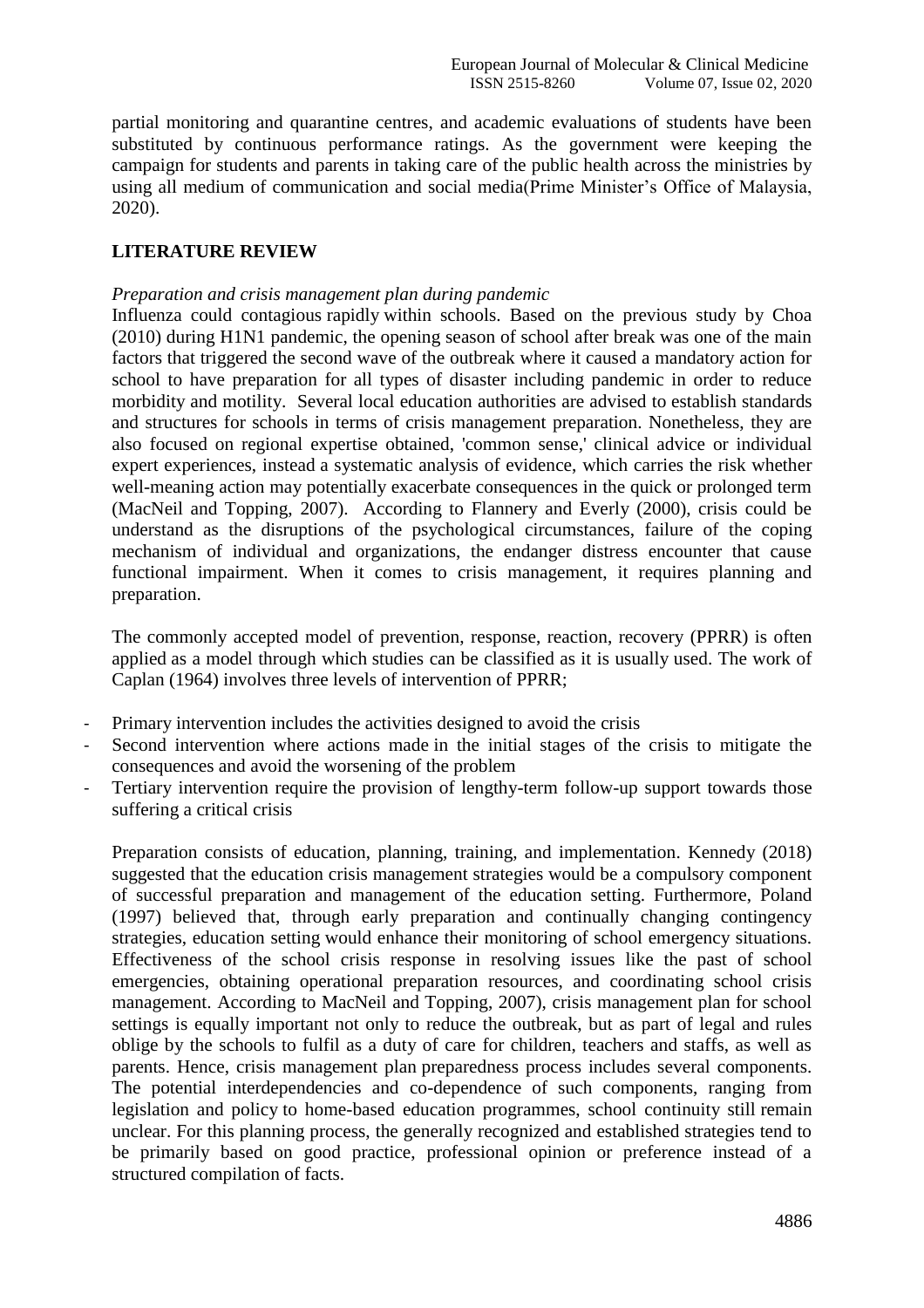partial monitoring and quarantine centres, and academic evaluations of students have been substituted by continuous performance ratings. As the government were keeping the campaign for students and parents in taking care of the public health across the ministries by using all medium of communication and social media(Prime Minister's Office of Malaysia, 2020).

## LITERATURE REVIEW

*Preparation and crisis management plan during pandemic*

Influenza could contagious rapidly within schools. Based on the previous study by Choa (2010) during H1N1 pandemic, the opening season of school after break was one of the main factors that triggered the second wave of the outbreak where it caused a mandatory action for school to have preparation for all types of disaster including pandemic in order to reduce morbidity and motility. Several local education authorities are advised to establish standards and structures for schools in terms of crisis management preparation. Nonetheless, they are also focused on regional expertise obtained, 'common sense,' clinical advice or individual expert experiences, instead a systematic analysis of evidence, which carries the risk whether well-meaning action may potentially exacerbate consequences in the quick or prolonged term (MacNeil and Topping, 2007). According to Flannery and Everly (2000), crisis could be understand as the disruptions of the psychological circumstances, failure of the coping mechanism of individual and organizations, the endanger distress encounter that cause functional impairment. When it comes to crisis management, it requires planning and preparation.

The commonly accepted model of prevention, response, reaction, recovery (PPRR) is often applied as a model through which studies can be classified as it is usually used. The work of Caplan (1964) involves three levels of intervention of PPRR;

- Primary intervention includes the activities designed to avoid the crisis
- Second intervention where actions made in the initial stages of the crisis to mitigate the consequences and avoid the worsening of the problem
- Tertiary intervention require the provision of lengthy-term follow-up support towards those suffering a critical crisis

Preparation consists of education, planning, training, and implementation. Kennedy (2018) suggested that the education crisis management strategies would be a compulsory component of successful preparation and management of the education setting. Furthermore, Poland (1997) believed that, through early preparation and continually changing contingency strategies, education setting would enhance their monitoring of school emergency situations. Effectiveness of the school crisis response in resolving issues like the past of school emergencies, obtaining operational preparation resources, and coordinating school crisis management. According to MacNeil and Topping, 2007), crisis management plan for school settings is equally important not only to reduce the outbreak, but as part of legal and rules oblige by the schools to fulfil as a duty of care for children, teachers and staffs, as well as parents. Hence, crisis management plan preparedness process includes several components. The potential interdependencies and co-dependence of such components, ranging from legislation and policy to home-based education programmes, school continuity still remain unclear. For this planning process, the generally recognized and established strategies tend to be primarily based on good practice, professional opinion or preference instead of a structured compilation of facts.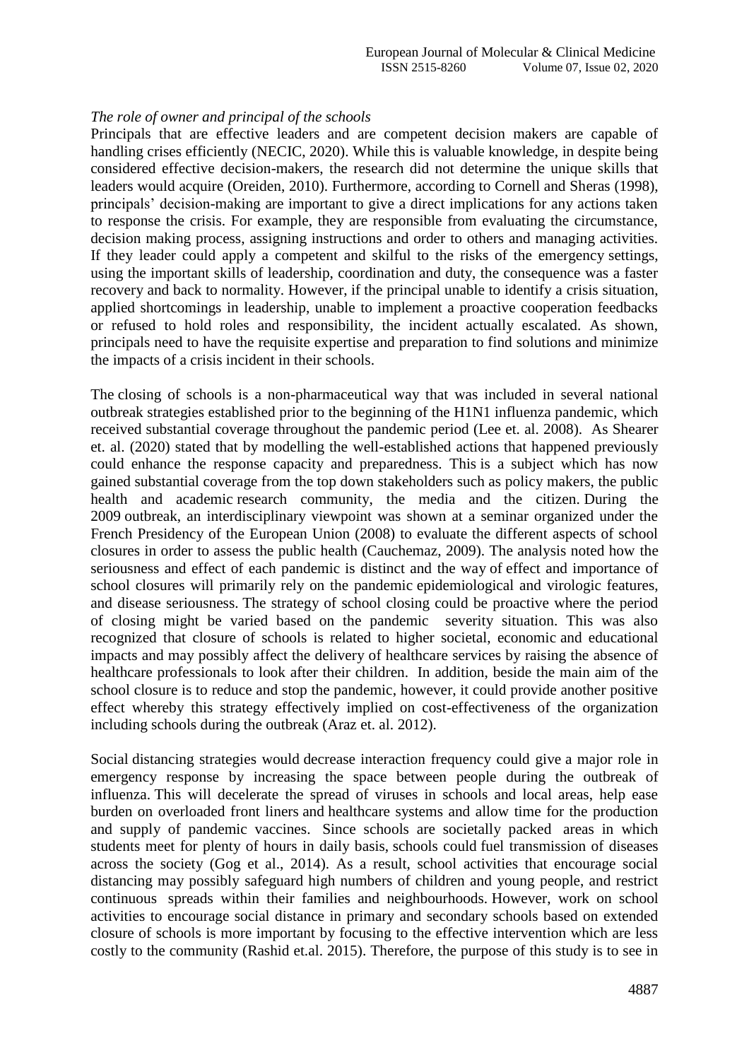*The role of owner and principal of the schools*

Principals that are effective leaders and are competent decision makers are capable of handling crises efficiently (NECIC, 2020). While this is valuable knowledge, in despite being considered effective decision-makers, the research did not determine the unique skills that leaders would acquire (Oreiden, 2010). Furthermore, according to Cornell and Sheras (1998), principals' decision-making are important to give a direct implications for any actions taken to response the crisis. For example, they are responsible from evaluating the circumstance, decision making process, assigning instructions and order to others and managing activities. If they leader could apply a competent and skilful to the risks of the emergency settings, using the important skills of leadership, coordination and duty, the consequence was a faster recovery and back to normality. However, if the principal unable to identify a crisis situation, applied shortcomings in leadership, unable to implement a proactive cooperation feedbacks or refused to hold roles and responsibility, the incident actually escalated. As shown, principals need to have the requisite expertise and preparation to find solutions and minimize the impacts of a crisis incident in their schools.

The closing of schools is a non-pharmaceutical way that was included in several national outbreak strategies established prior to the beginning of the H1N1 influenza pandemic, which received substantial coverage throughout the pandemic period (Lee et. al. 2008). As Shearer et. al. (2020) stated that by modelling the well-established actions that happened previously could enhance the response capacity and preparedness. This is a subject which has now gained substantial coverage from the top down stakeholders such as policy makers, the public health and academic research community, the media and the citizen. During the 2009 outbreak, an interdisciplinary viewpoint was shown at a seminar organized under the French Presidency of the European Union (2008) to evaluate the different aspects of school closures in order to assess the public health (Cauchemaz, 2009). The analysis noted how the seriousness and effect of each pandemic is distinct and the way of effect and importance of school closures will primarily rely on the pandemic epidemiological and virologic features, and disease seriousness. The strategy of school closing could be proactive where the period of closing might be varied based on the pandemic severity situation. This was also recognized that closure of schools is related to higher societal, economic and educational impacts and may possibly affect the delivery of healthcare services by raising the absence of healthcare professionals to look after their children. In addition, beside the main aim of the school closure is to reduce and stop the pandemic, however, it could provide another positive effect whereby this strategy effectively implied on cost-effectiveness of the organization including schools during the outbreak (Araz et. al. 2012).

Social distancing strategies would decrease interaction frequency could give a major role in emergency response by increasing the space between people during the outbreak of influenza. This will decelerate the spread of viruses in schools and local areas, help ease burden on overloaded front liners and healthcare systems and allow time for the production and supply of pandemic vaccines. Since schools are societally packed areas in which students meet for plenty of hours in daily basis, schools could fuel transmission of diseases across the society (Gog et al., 2014). As a result, school activities that encourage social distancing may possibly safeguard high numbers of children and young people, and restrict continuous spreads within their families and neighbourhoods. However, work on school activities to encourage social distance in primary and secondary schools based on extended closure of schools is more important by focusing to the effective intervention which are less costly to the community (Rashid et.al. 2015). Therefore, the purpose of this study is to see in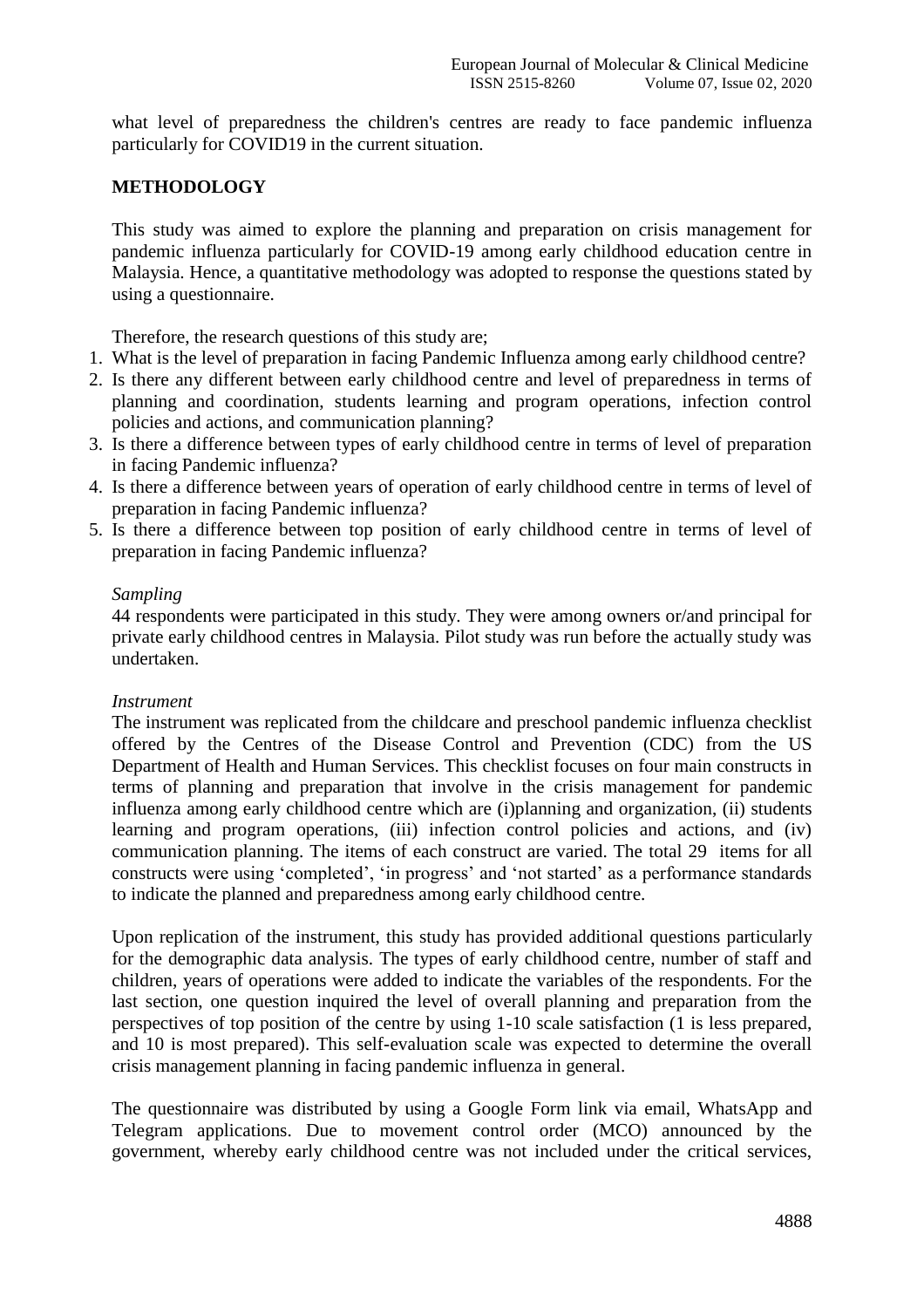what level of preparedness the children's centres are ready to face pandemic influenza particularly for COVID19 in the current situation.

## METHODOLOGY

This study was aimed to explore the planning and preparation on crisis management for pandemic influenza particularly for COVID-19 among early childhood education centre in Malaysia. Hence, a quantitative methodology was adopted to response the questions stated by using a questionnaire.

Therefore, the research questions of this study are;

1. What is the level of preparation in facing Pandemic Influenza among early childhood centre?
2. Is there any different between early childhood centre and level of preparedness in terms of planning and coordination, students learning and program operations, infection control policies and actions, and communication planning?
3. Is there a difference between types of early childhood centre in terms of level of preparation in facing Pandemic influenza?
4. Is there a difference between years of operation of early childhood centre in terms of level of preparation in facing Pandemic influenza?
5. Is there a difference between top position of early childhood centre in terms of level of preparation in facing Pandemic influenza?

*Sampling*

44 respondents were participated in this study. They were among owners or/and principal for private early childhood centres in Malaysia. Pilot study was run before the actually study was undertaken.

*Instrument*

The instrument was replicated from the childcare and preschool pandemic influenza checklist offered by the Centres of the Disease Control and Prevention (CDC) from the US Department of Health and Human Services. This checklist focuses on four main constructs in terms of planning and preparation that involve in the crisis management for pandemic influenza among early childhood centre which are (i)planning and organization, (ii) students learning and program operations, (iii) infection control policies and actions, and (iv) communication planning. The items of each construct are varied. The total 29 items for all constructs were using 'completed', 'in progress' and 'not started' as a performance standards to indicate the planned and preparedness among early childhood centre.

Upon replication of the instrument, this study has provided additional questions particularly for the demographic data analysis. The types of early childhood centre, number of staff and children, years of operations were added to indicate the variables of the respondents. For the last section, one question inquired the level of overall planning and preparation from the perspectives of top position of the centre by using 1-10 scale satisfaction (1 is less prepared, and 10 is most prepared). This self-evaluation scale was expected to determine the overall crisis management planning in facing pandemic influenza in general.

The questionnaire was distributed by using a Google Form link via email, WhatsApp and Telegram applications. Due to movement control order (MCO) announced by the government, whereby early childhood centre was not included under the critical services,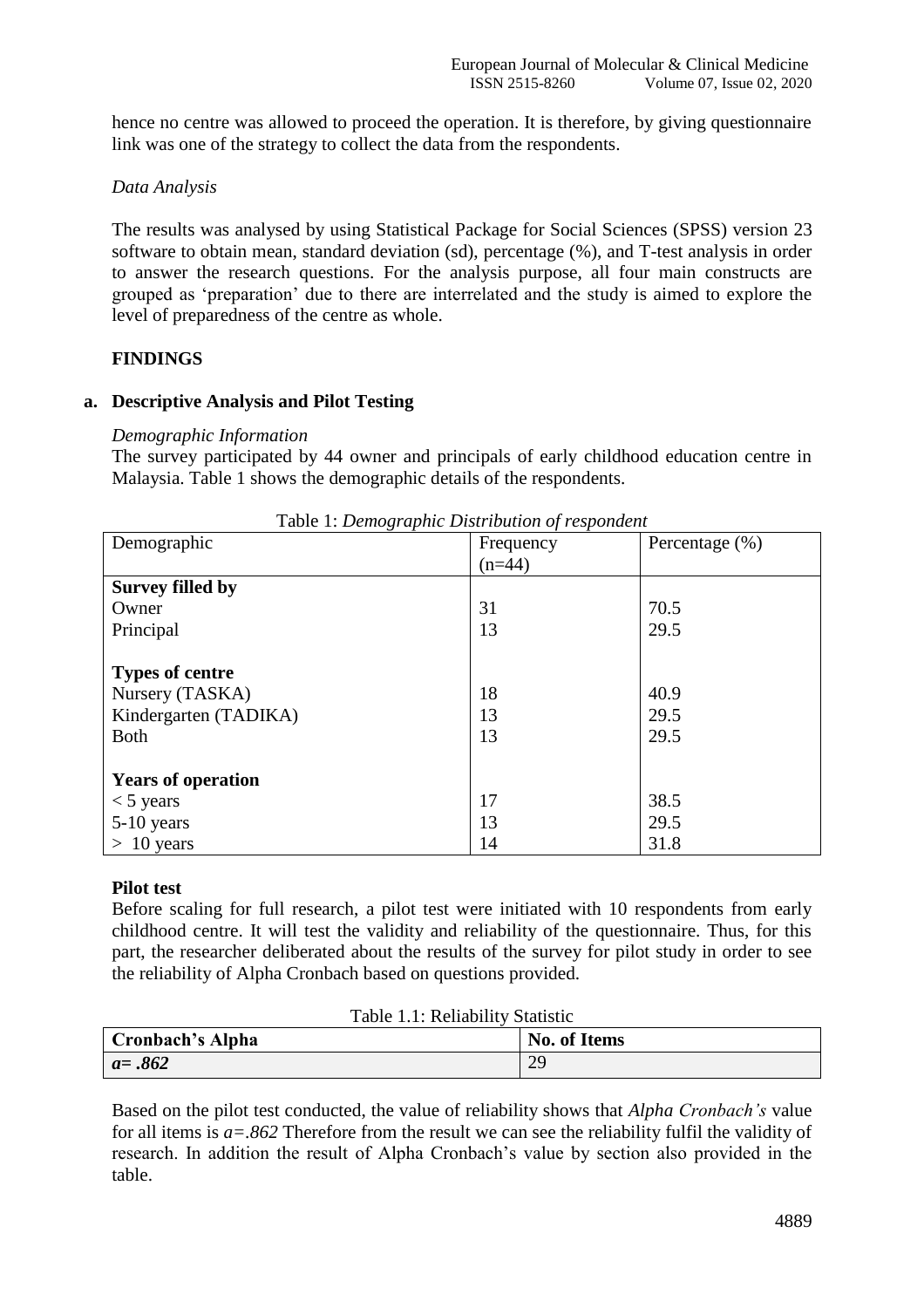hence no centre was allowed to proceed the operation. It is therefore, by giving questionnaire link was one of the strategy to collect the data from the respondents.

*Data Analysis*

The results was analysed by using Statistical Package for Social Sciences (SPSS) version 23 software to obtain mean, standard deviation (sd), percentage (%), and T-test analysis in order to answer the research questions. For the analysis purpose, all four main constructs are grouped as 'preparation' due to there are interrelated and the study is aimed to explore the level of preparedness of the centre as whole.

## FINDINGS

### a. Descriptive Analysis and Pilot Testing

*Demographic Information*

The survey participated by 44 owner and principals of early childhood education centre in Malaysia. Table 1 shows the demographic details of the respondents.

Table 1: *Demographic Distribution of respondent*

| Demographic | Frequency (n=44) | Percentage (%) |
|---|---|---|
| **Survey filled by** | | |
| Owner | 31 | 70.5 |
| Principal | 13 | 29.5 |
| **Types of centre** | | |
| Nursery (TASKA) | 18 | 40.9 |
| Kindergarten (TADIKA) | 13 | 29.5 |
| Both | 13 | 29.5 |
| **Years of operation** | | |
| < 5 years | 17 | 38.5 |
| 5-10 years | 13 | 29.5 |
| > 10 years | 14 | 31.8 |

**Pilot test**

Before scaling for full research, a pilot test were initiated with 10 respondents from early childhood centre. It will test the validity and reliability of the questionnaire. Thus, for this part, the researcher deliberated about the results of the survey for pilot study in order to see the reliability of Alpha Cronbach based on questions provided.

Table 1.1: Reliability Statistic

| Cronbach's Alpha | No. of Items |
|---|---|
| ***a= .862*** | 29 |

Based on the pilot test conducted, the value of reliability shows that *Alpha Cronbach's* value for all items is *a=.862* Therefore from the result we can see the reliability fulfil the validity of research. In addition the result of Alpha Cronbach's value by section also provided in the table.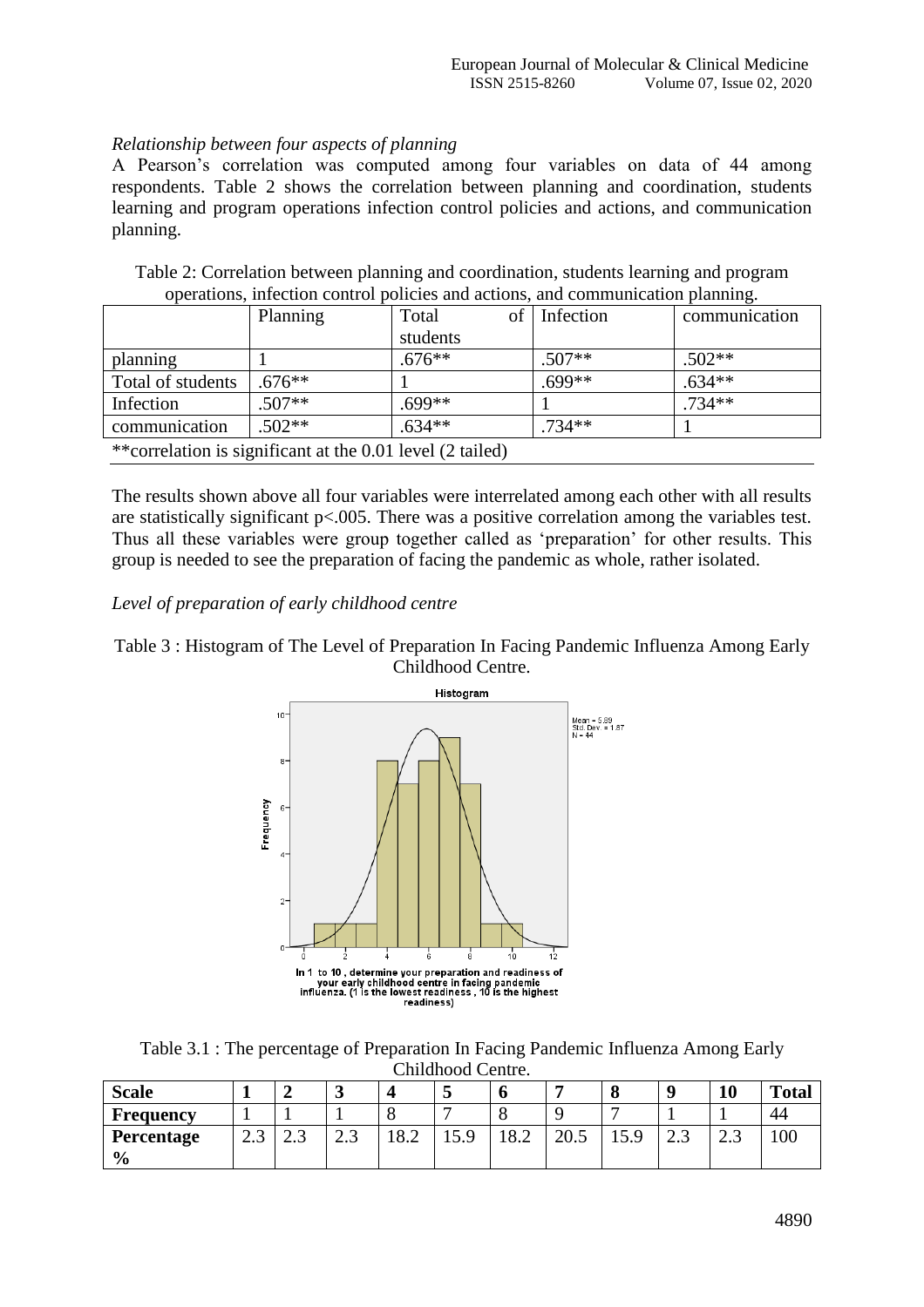*Relationship between four aspects of planning*

A Pearson's correlation was computed among four variables on data of 44 among respondents. Table 2 shows the correlation between planning and coordination, students learning and program operations infection control policies and actions, and communication planning.

Table 2: Correlation between planning and coordination, students learning and program operations, infection control policies and actions, and communication planning.

| | Planning | Total of students | Infection | communication |
|---|---|---|---|---|
| planning | 1 | .676** | .507** | .502** |
| Total of students | .676** | 1 | .699** | .634** |
| Infection | .507** | .699** | 1 | .734** |
| communication | .502** | .634** | .734** | 1 |

**correlation is significant at the 0.01 level (2 tailed)

The results shown above all four variables were interrelated among each other with all results are statistically significant $p<.005$. There was a positive correlation among the variables test. Thus all these variables were group together called as 'preparation' for other results. This group is needed to see the preparation of facing the pandemic as whole, rather isolated.

*Level of preparation of early childhood centre*

Table 3 : Histogram of The Level of Preparation In Facing Pandemic Influenza Among Early Childhood Centre.

Table 3.1 : The percentage of Preparation In Facing Pandemic Influenza Among Early Childhood Centre.

| **Scale** | **1** | **2** | **3** | **4** | **5** | **6** | **7** | **8** | **9** | **10** | **Total** |
|---|---|---|---|---|---|---|---|---|---|---|---|
| **Frequency** | 1 | 1 | 1 | 8 | 7 | 8 | 9 | 7 | 1 | 1 | 44 |
| **Percentage %** | 2.3 | 2.3 | 2.3 | 18.2 | 15.9 | 18.2 | 20.5 | 15.9 | 2.3 | 2.3 | 100 |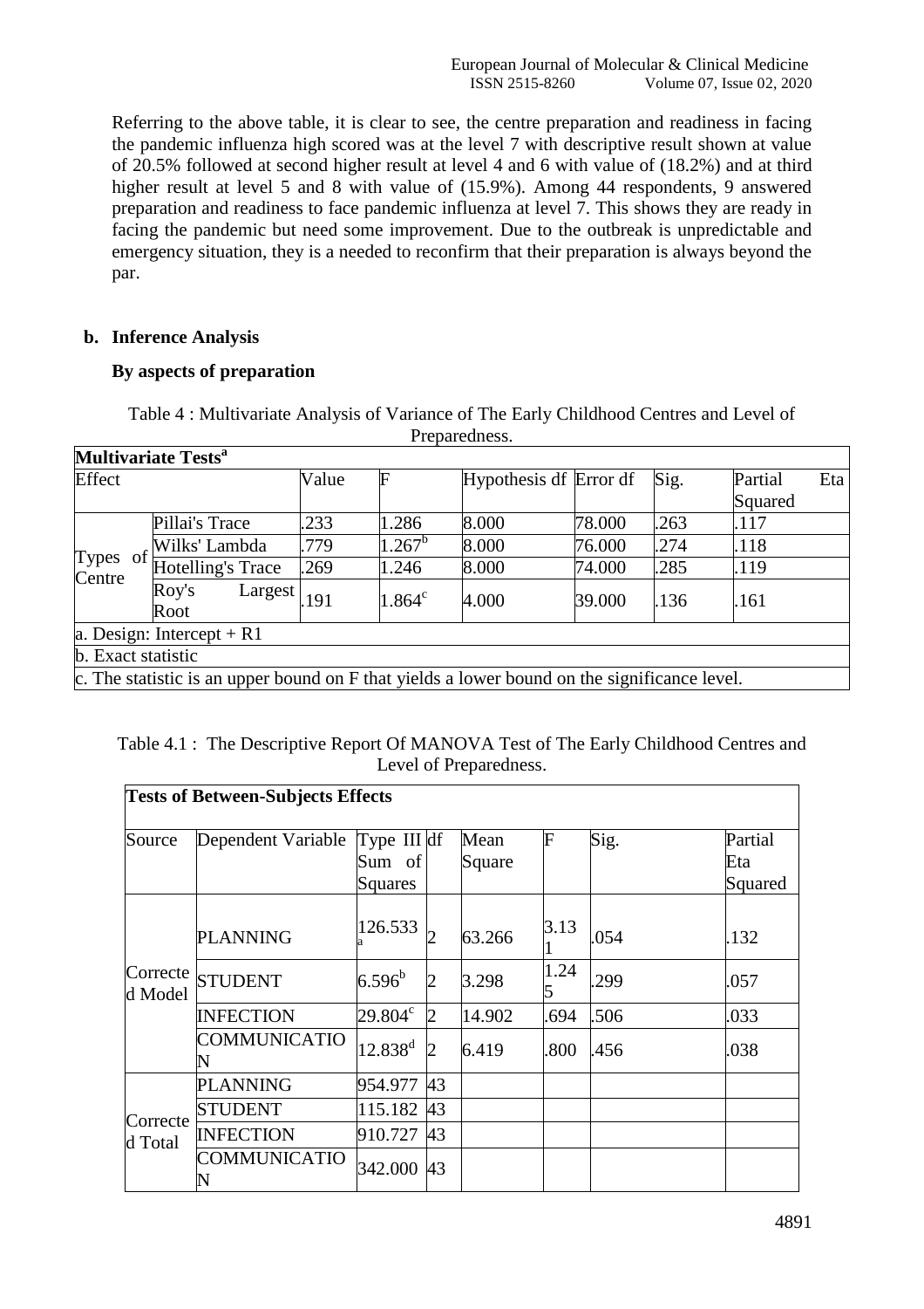Referring to the above table, it is clear to see, the centre preparation and readiness in facing the pandemic influenza high scored was at the level 7 with descriptive result shown at value of 20.5% followed at second higher result at level 4 and 6 with value of (18.2%) and at third higher result at level 5 and 8 with value of (15.9%). Among 44 respondents, 9 answered preparation and readiness to face pandemic influenza at level 7. This shows they are ready in facing the pandemic but need some improvement. Due to the outbreak is unpredictable and emergency situation, they is a needed to reconfirm that their preparation is always beyond the par.

**b. Inference Analysis**

**By aspects of preparation**

Table 4 : Multivariate Analysis of Variance of The Early Childhood Centres and Level of Preparedness.

| **Multivariate Tests**[a] | | | | | | | |
|---|---|---|---|---|---|---|---|
| Effect | | Value | F | Hypothesis df | Error df | Sig. | Partial Eta Squared |
| Types of Centre | Pillai's Trace | .233 | 1.286 | 8.000 | 78.000 | .263 | .117 |
| | Wilks' Lambda | .779 | 1.267[b] | 8.000 | 76.000 | .274 | .118 |
| | Hotelling's Trace | .269 | 1.246 | 8.000 | 74.000 | .285 | .119 |
| | Roy's Largest Root | .191 | 1.864[c] | 4.000 | 39.000 | .136 | .161 |
| a. Design: Intercept + R1 | | | | | | | |
| b. Exact statistic | | | | | | | |
| c. The statistic is an upper bound on F that yields a lower bound on the significance level. | | | | | | | |

Table 4.1 : The Descriptive Report Of MANOVA Test of The Early Childhood Centres and Level of Preparedness.

| **Tests of Between-Subjects Effects** | | | | | | | |
|---|---|---|---|---|---|---|---|
| Source | Dependent Variable | Type III Sum of Squares | df | Mean Square | F | Sig. | Partial Eta Squared |
| Corrected Model | PLANNING | 126.533[a] | 2 | 63.266 | 3.131 | .054 | .132 |
| | STUDENT | 6.596[b] | 2 | 3.298 | 1.245 | .299 | .057 |
| | INFECTION | 29.804[c] | 2 | 14.902 | .694 | .506 | .033 |
| | COMMUNICATION | 12.838[d] | 2 | 6.419 | .800 | .456 | .038 |
| Corrected Total | PLANNING | 954.977 | 43 | | | | |
| | STUDENT | 115.182 | 43 | | | | |
| | INFECTION | 910.727 | 43 | | | | |
| | COMMUNICATION | 342.000 | 43 | | | | |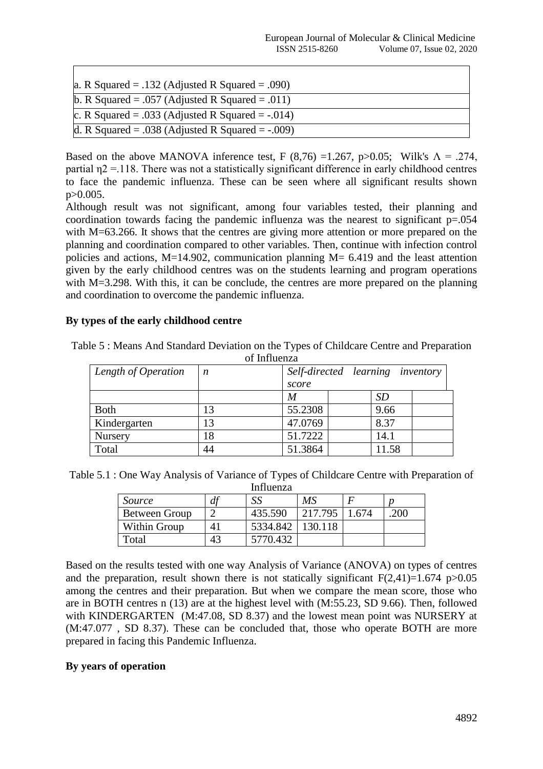| a. R Squared = .132 (Adjusted R Squared = .090) |
|---|
| b. R Squared = .057 (Adjusted R Squared = .011) |
| c. R Squared = .033 (Adjusted R Squared = -.014) |
| d. R Squared = .038 (Adjusted R Squared = -.009) |

Based on the above MANOVA inference test, F (8,76) =1.267, p>0.05; Wilk's $\Lambda$ = .274, partial $\eta 2$ =.118. There was not a statistically significant difference in early childhood centres to face the pandemic influenza. These can be seen where all significant results shown p>0.005.

Although result was not significant, among four variables tested, their planning and coordination towards facing the pandemic influenza was the nearest to significant p=.054 with M=63.266. It shows that the centres are giving more attention or more prepared on the planning and coordination compared to other variables. Then, continue with infection control policies and actions, M=14.902, communication planning M= 6.419 and the least attention given by the early childhood centres was on the students learning and program operations with M=3.298. With this, it can be conclude, the centres are more prepared on the planning and coordination to overcome the pandemic influenza.

**By types of the early childhood centre**

Table 5 : Means And Standard Deviation on the Types of Childcare Centre and Preparation of Influenza

| *Length of Operation* | *n* | *Self-directed learning inventory score* | |
|---|---|---|---|
| | | *M* | *SD* |
| Both | 13 | 55.2308 | 9.66 |
| Kindergarten | 13 | 47.0769 | 8.37 |
| Nursery | 18 | 51.7222 | 14.1 |
| Total | 44 | 51.3864 | 11.58 |

Table 5.1 : One Way Analysis of Variance of Types of Childcare Centre with Preparation of Influenza

| *Source* | *df* | *SS* | *MS* | *F* | *p* |
|---|---|---|---|---|---|
| Between Group | 2 | 435.590 | 217.795 | 1.674 | .200 |
| Within Group | 41 | 5334.842 | 130.118 | | |
| Total | 43 | 5770.432 | | | |

Based on the results tested with one way Analysis of Variance (ANOVA) on types of centres and the preparation, result shown there is not statically significant $F(2,41)=1.674$ $p>0.05$ among the centres and their preparation. But when we compare the mean score, those who are in BOTH centres n (13) are at the highest level with (M:55.23, SD 9.66). Then, followed with KINDERGARTEN (M:47.08, SD 8.37) and the lowest mean point was NURSERY at (M:47.077 , SD 8.37). These can be concluded that, those who operate BOTH are more prepared in facing this Pandemic Influenza.

**By years of operation**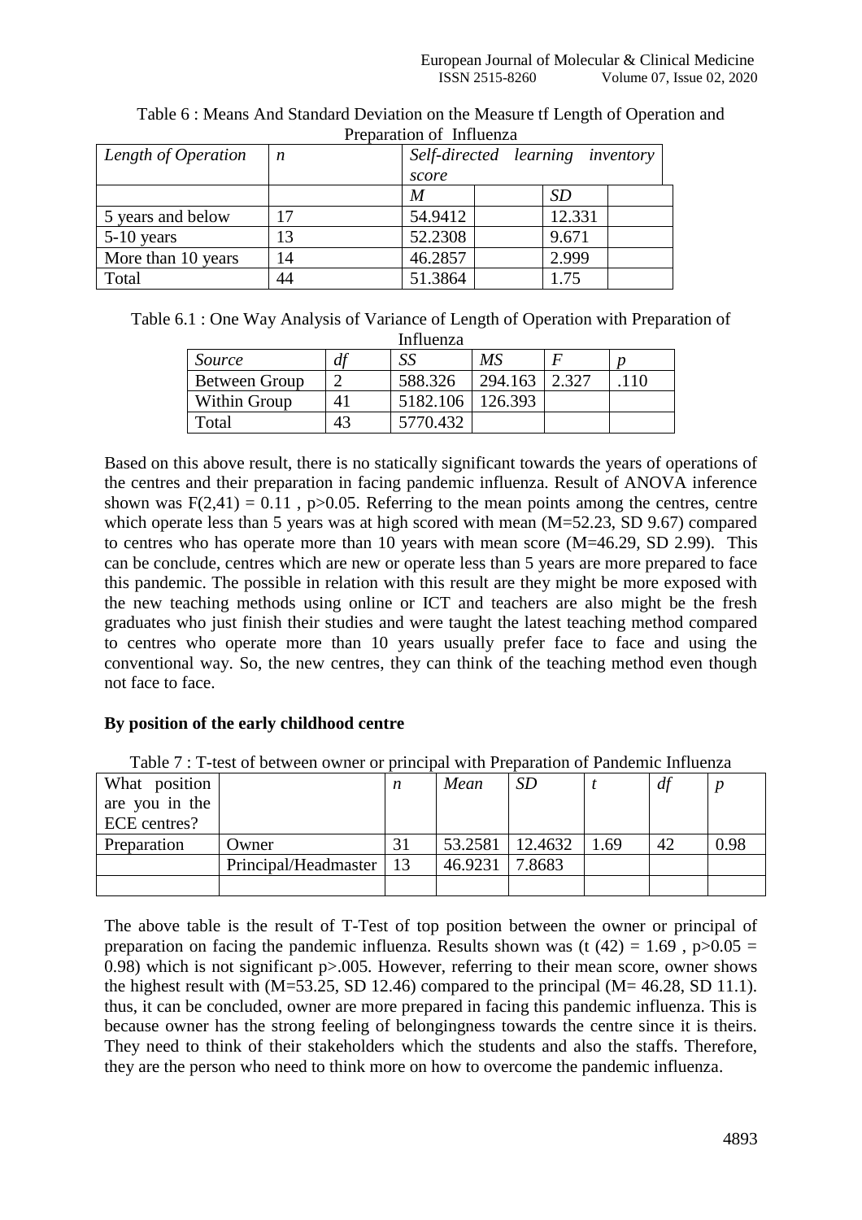Table 6 : Means And Standard Deviation on the Measure tf Length of Operation and Preparation of Influenza

| *Length of Operation* | *n* | *Self-directed learning inventory score* | | | |
|---|---|---|---|---|---|
| | | *M* | | *SD* | |
| 5 years and below | 17 | 54.9412 | | 12.331 | |
| 5-10 years | 13 | 52.2308 | | 9.671 | |
| More than 10 years | 14 | 46.2857 | | 2.999 | |
| Total | 44 | 51.3864 | | 1.75 | |

Table 6.1 : One Way Analysis of Variance of Length of Operation with Preparation of Influenza

| *Source* | *df* | *SS* | *MS* | *F* | *p* |
|---|---|---|---|---|---|
| Between Group | 2 | 588.326 | 294.163 | 2.327 | .110 |
| Within Group | 41 | 5182.106 | 126.393 | | |
| Total | 43 | 5770.432 | | | |

Based on this above result, there is no statically significant towards the years of operations of the centres and their preparation in facing pandemic influenza. Result of ANOVA inference shown was $F(2,41) = 0.11$ , $p>0.05$. Referring to the mean points among the centres, centre which operate less than 5 years was at high scored with mean (M=52.23, SD 9.67) compared to centres who has operate more than 10 years with mean score (M=46.29, SD 2.99). This can be conclude, centres which are new or operate less than 5 years are more prepared to face this pandemic. The possible in relation with this result are they might be more exposed with the new teaching methods using online or ICT and teachers are also might be the fresh graduates who just finish their studies and were taught the latest teaching method compared to centres who operate more than 10 years usually prefer face to face and using the conventional way. So, the new centres, they can think of the teaching method even though not face to face.

**By position of the early childhood centre**

Table 7 : T-test of between owner or principal with Preparation of Pandemic Influenza

| What position are you in the ECE centres? | | *n* | *Mean* | *SD* | *t* | *df* | *p* |
|---|---|---|---|---|---|---|---|
| Preparation | Owner | 31 | 53.2581 | 12.4632 | 1.69 | 42 | 0.98 |
| | Principal/Headmaster | 13 | 46.9231 | 7.8683 | | | |
| | | | | | | | |

The above table is the result of T-Test of top position between the owner or principal of preparation on facing the pandemic influenza. Results shown was ($t(42) = 1.69$ , $p>0.05 = 0.98$) which is not significant $p>.005$. However, referring to their mean score, owner shows the highest result with (M=53.25, SD 12.46) compared to the principal (M= 46.28, SD 11.1). thus, it can be concluded, owner are more prepared in facing this pandemic influenza. This is because owner has the strong feeling of belongingness towards the centre since it is theirs. They need to think of their stakeholders which the students and also the staffs. Therefore, they are the person who need to think more on how to overcome the pandemic influenza.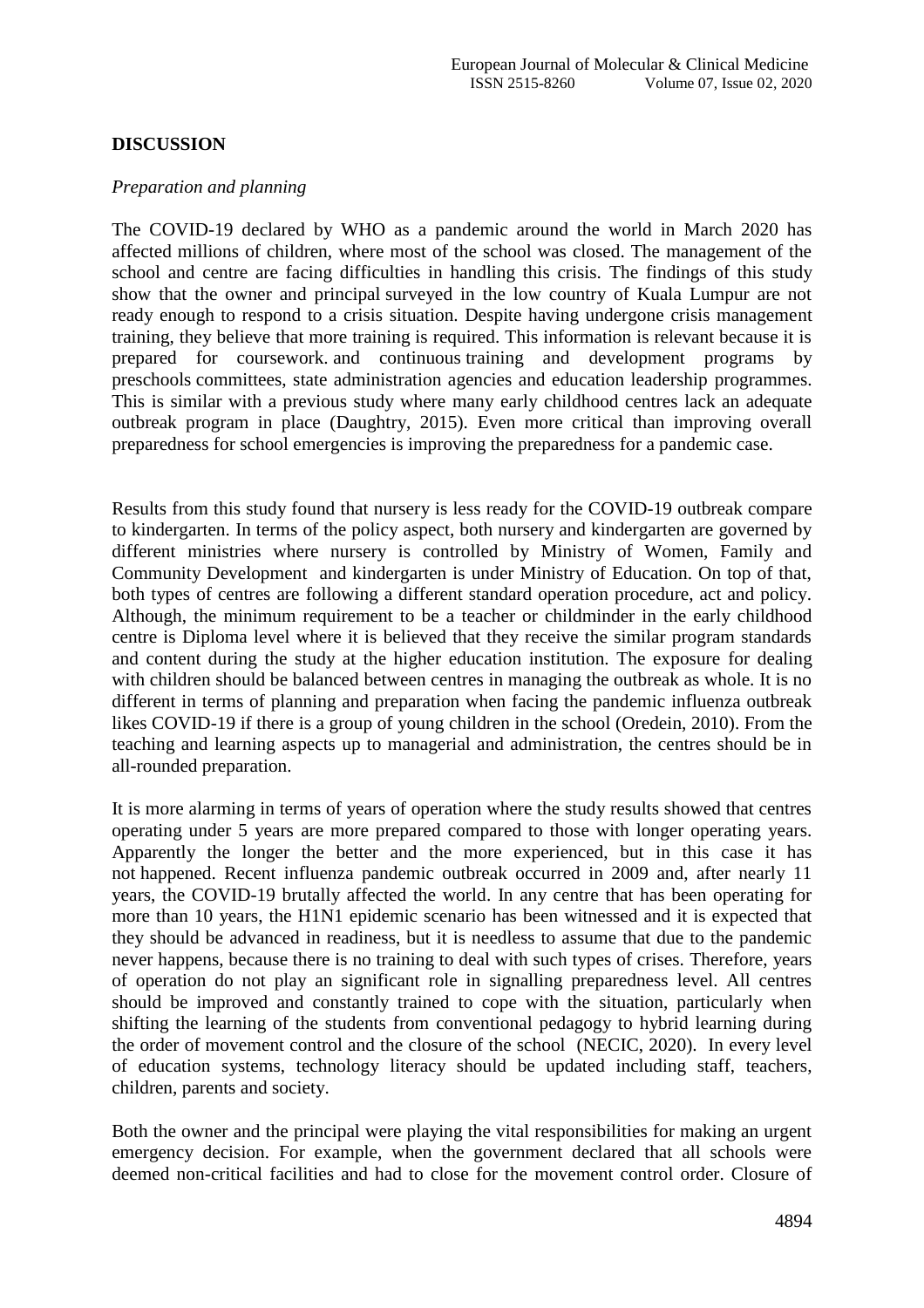## DISCUSSION

*Preparation and planning*

The COVID-19 declared by WHO as a pandemic around the world in March 2020 has affected millions of children, where most of the school was closed. The management of the school and centre are facing difficulties in handling this crisis. The findings of this study show that the owner and principal surveyed in the low country of Kuala Lumpur are not ready enough to respond to a crisis situation. Despite having undergone crisis management training, they believe that more training is required. This information is relevant because it is prepared for coursework. and continuous training and development programs by preschools committees, state administration agencies and education leadership programmes. This is similar with a previous study where many early childhood centres lack an adequate outbreak program in place (Daughtry, 2015). Even more critical than improving overall preparedness for school emergencies is improving the preparedness for a pandemic case.

Results from this study found that nursery is less ready for the COVID-19 outbreak compare to kindergarten. In terms of the policy aspect, both nursery and kindergarten are governed by different ministries where nursery is controlled by Ministry of Women, Family and Community Development and kindergarten is under Ministry of Education. On top of that, both types of centres are following a different standard operation procedure, act and policy. Although, the minimum requirement to be a teacher or childminder in the early childhood centre is Diploma level where it is believed that they receive the similar program standards and content during the study at the higher education institution. The exposure for dealing with children should be balanced between centres in managing the outbreak as whole. It is no different in terms of planning and preparation when facing the pandemic influenza outbreak likes COVID-19 if there is a group of young children in the school (Oredein, 2010). From the teaching and learning aspects up to managerial and administration, the centres should be in all-rounded preparation.

It is more alarming in terms of years of operation where the study results showed that centres operating under 5 years are more prepared compared to those with longer operating years. Apparently the longer the better and the more experienced, but in this case it has not happened. Recent influenza pandemic outbreak occurred in 2009 and, after nearly 11 years, the COVID-19 brutally affected the world. In any centre that has been operating for more than 10 years, the H1N1 epidemic scenario has been witnessed and it is expected that they should be advanced in readiness, but it is needless to assume that due to the pandemic never happens, because there is no training to deal with such types of crises. Therefore, years of operation do not play an significant role in signalling preparedness level. All centres should be improved and constantly trained to cope with the situation, particularly when shifting the learning of the students from conventional pedagogy to hybrid learning during the order of movement control and the closure of the school (NECIC, 2020). In every level of education systems, technology literacy should be updated including staff, teachers, children, parents and society.

Both the owner and the principal were playing the vital responsibilities for making an urgent emergency decision. For example, when the government declared that all schools were deemed non-critical facilities and had to close for the movement control order. Closure of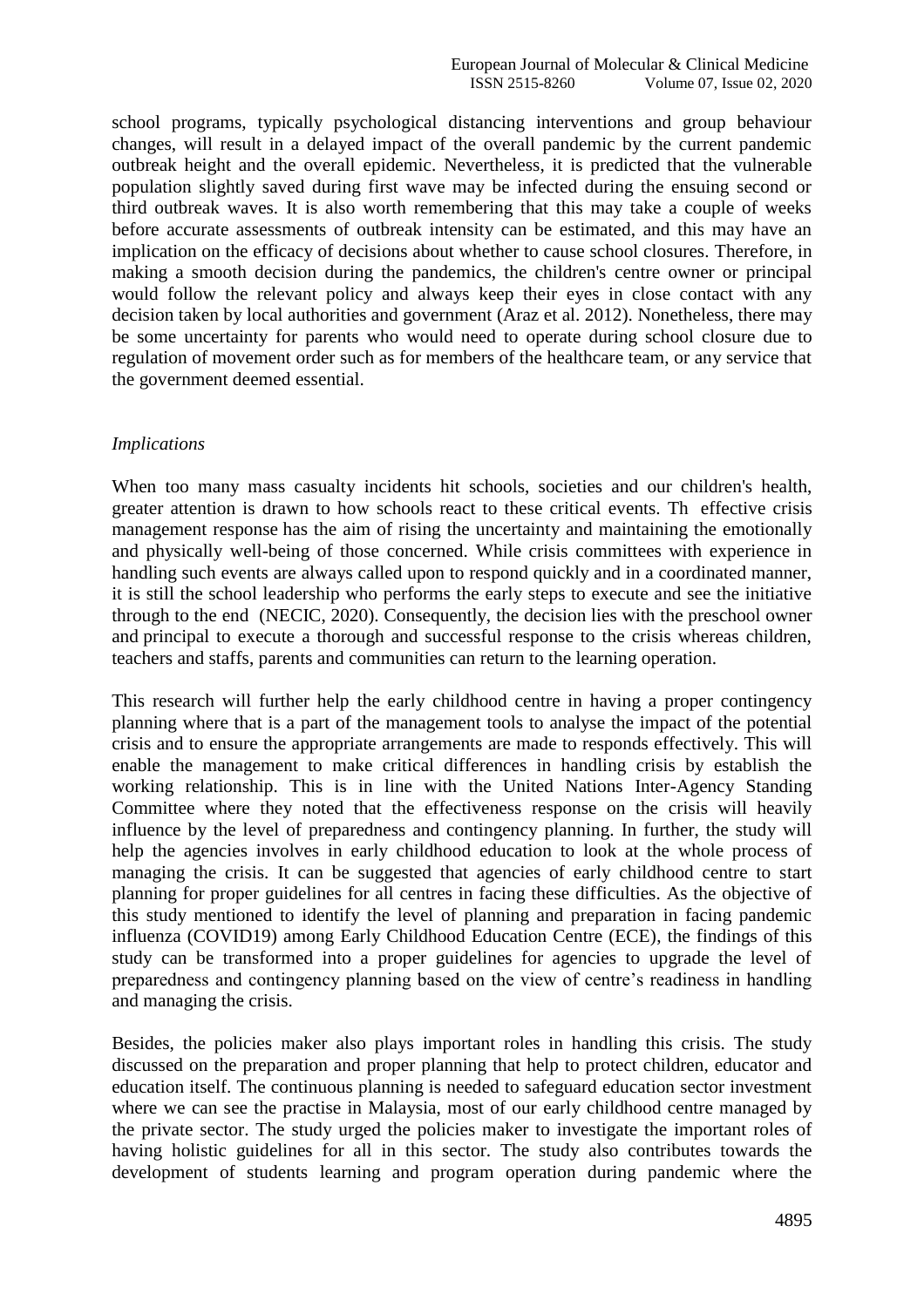school programs, typically psychological distancing interventions and group behaviour changes, will result in a delayed impact of the overall pandemic by the current pandemic outbreak height and the overall epidemic. Nevertheless, it is predicted that the vulnerable population slightly saved during first wave may be infected during the ensuing second or third outbreak waves. It is also worth remembering that this may take a couple of weeks before accurate assessments of outbreak intensity can be estimated, and this may have an implication on the efficacy of decisions about whether to cause school closures. Therefore, in making a smooth decision during the pandemics, the children's centre owner or principal would follow the relevant policy and always keep their eyes in close contact with any decision taken by local authorities and government (Araz et al. 2012). Nonetheless, there may be some uncertainty for parents who would need to operate during school closure due to regulation of movement order such as for members of the healthcare team, or any service that the government deemed essential.

*Implications*

When too many mass casualty incidents hit schools, societies and our children's health, greater attention is drawn to how schools react to these critical events. Th effective crisis management response has the aim of rising the uncertainty and maintaining the emotionally and physically well-being of those concerned. While crisis committees with experience in handling such events are always called upon to respond quickly and in a coordinated manner, it is still the school leadership who performs the early steps to execute and see the initiative through to the end (NECIC, 2020). Consequently, the decision lies with the preschool owner and principal to execute a thorough and successful response to the crisis whereas children, teachers and staffs, parents and communities can return to the learning operation.

This research will further help the early childhood centre in having a proper contingency planning where that is a part of the management tools to analyse the impact of the potential crisis and to ensure the appropriate arrangements are made to responds effectively. This will enable the management to make critical differences in handling crisis by establish the working relationship. This is in line with the United Nations Inter-Agency Standing Committee where they noted that the effectiveness response on the crisis will heavily influence by the level of preparedness and contingency planning. In further, the study will help the agencies involves in early childhood education to look at the whole process of managing the crisis. It can be suggested that agencies of early childhood centre to start planning for proper guidelines for all centres in facing these difficulties. As the objective of this study mentioned to identify the level of planning and preparation in facing pandemic influenza (COVID19) among Early Childhood Education Centre (ECE), the findings of this study can be transformed into a proper guidelines for agencies to upgrade the level of preparedness and contingency planning based on the view of centre's readiness in handling and managing the crisis.

Besides, the policies maker also plays important roles in handling this crisis. The study discussed on the preparation and proper planning that help to protect children, educator and education itself. The continuous planning is needed to safeguard education sector investment where we can see the practise in Malaysia, most of our early childhood centre managed by the private sector. The study urged the policies maker to investigate the important roles of having holistic guidelines for all in this sector. The study also contributes towards the development of students learning and program operation during pandemic where the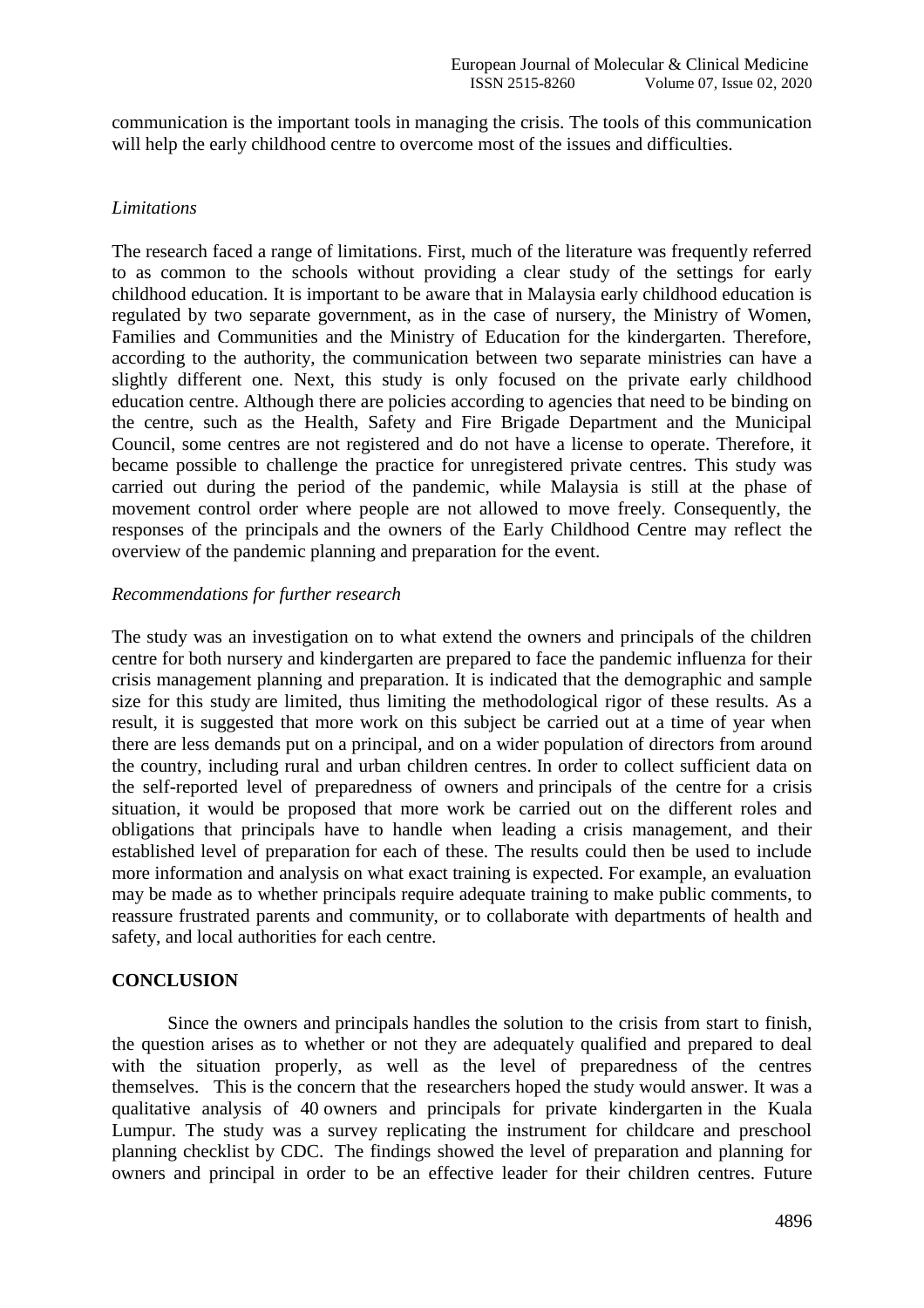communication is the important tools in managing the crisis. The tools of this communication will help the early childhood centre to overcome most of the issues and difficulties.

*Limitations*

The research faced a range of limitations. First, much of the literature was frequently referred to as common to the schools without providing a clear study of the settings for early childhood education. It is important to be aware that in Malaysia early childhood education is regulated by two separate government, as in the case of nursery, the Ministry of Women, Families and Communities and the Ministry of Education for the kindergarten. Therefore, according to the authority, the communication between two separate ministries can have a slightly different one. Next, this study is only focused on the private early childhood education centre. Although there are policies according to agencies that need to be binding on the centre, such as the Health, Safety and Fire Brigade Department and the Municipal Council, some centres are not registered and do not have a license to operate. Therefore, it became possible to challenge the practice for unregistered private centres. This study was carried out during the period of the pandemic, while Malaysia is still at the phase of movement control order where people are not allowed to move freely. Consequently, the responses of the principals and the owners of the Early Childhood Centre may reflect the overview of the pandemic planning and preparation for the event.

*Recommendations for further research*

The study was an investigation on to what extend the owners and principals of the children centre for both nursery and kindergarten are prepared to face the pandemic influenza for their crisis management planning and preparation. It is indicated that the demographic and sample size for this study are limited, thus limiting the methodological rigor of these results. As a result, it is suggested that more work on this subject be carried out at a time of year when there are less demands put on a principal, and on a wider population of directors from around the country, including rural and urban children centres. In order to collect sufficient data on the self-reported level of preparedness of owners and principals of the centre for a crisis situation, it would be proposed that more work be carried out on the different roles and obligations that principals have to handle when leading a crisis management, and their established level of preparation for each of these. The results could then be used to include more information and analysis on what exact training is expected. For example, an evaluation may be made as to whether principals require adequate training to make public comments, to reassure frustrated parents and community, or to collaborate with departments of health and safety, and local authorities for each centre.

## CONCLUSION

Since the owners and principals handles the solution to the crisis from start to finish, the question arises as to whether or not they are adequately qualified and prepared to deal with the situation properly, as well as the level of preparedness of the centres themselves. This is the concern that the researchers hoped the study would answer. It was a qualitative analysis of 40 owners and principals for private kindergarten in the Kuala Lumpur. The study was a survey replicating the instrument for childcare and preschool planning checklist by CDC. The findings showed the level of preparation and planning for owners and principal in order to be an effective leader for their children centres. Future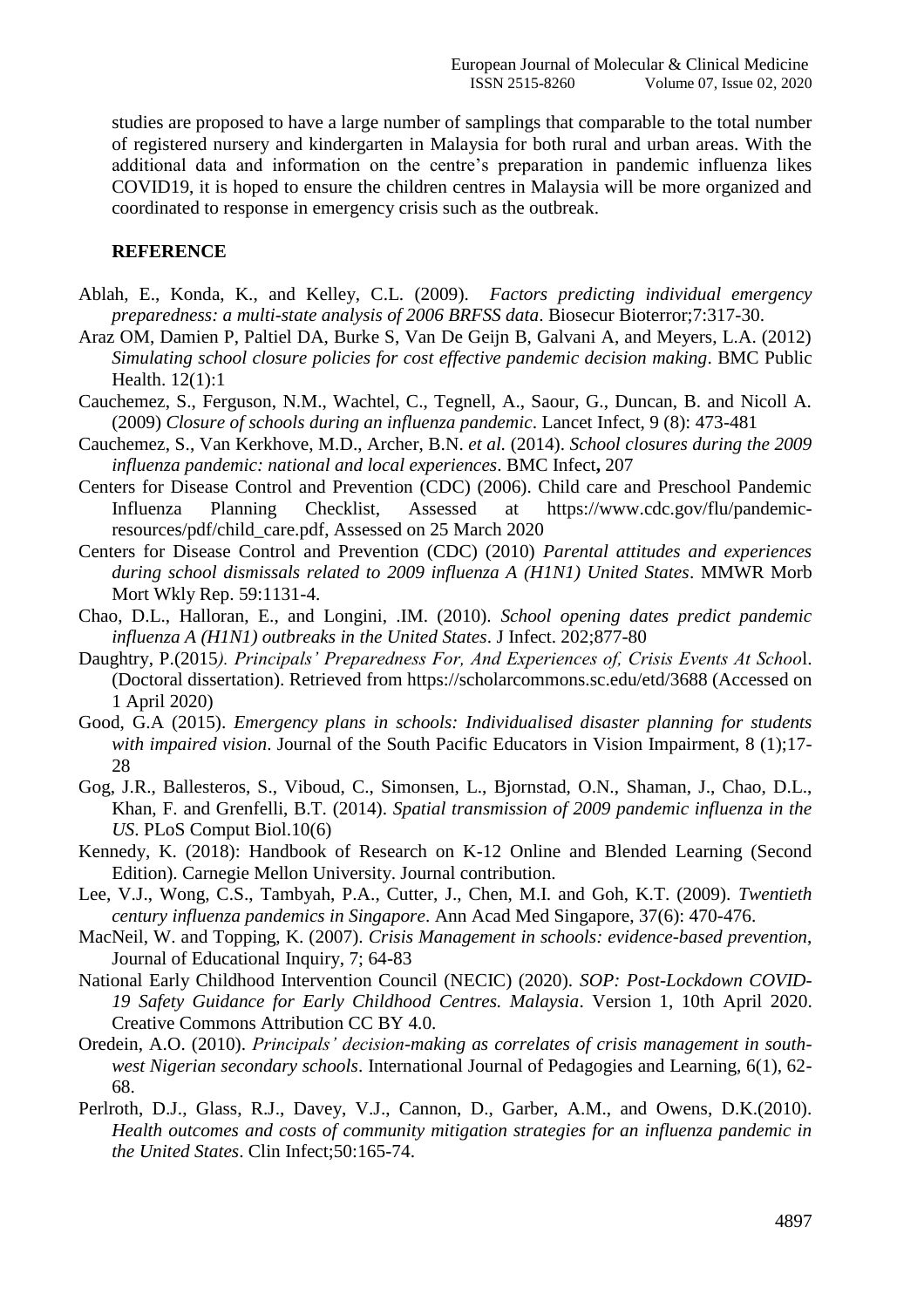studies are proposed to have a large number of samplings that comparable to the total number of registered nursery and kindergarten in Malaysia for both rural and urban areas. With the additional data and information on the centre's preparation in pandemic influenza likes COVID19, it is hoped to ensure the children centres in Malaysia will be more organized and coordinated to response in emergency crisis such as the outbreak.

## REFERENCE

Ablah, E., Konda, K., and Kelley, C.L. (2009). *Factors predicting individual emergency preparedness: a multi-state analysis of 2006 BRFSS data*. Biosecur Bioterror;7:317-30.

Araz OM, Damien P, Paltiel DA, Burke S, Van De Geijn B, Galvani A, and Meyers, L.A. (2012) *Simulating school closure policies for cost effective pandemic decision making*. BMC Public Health. 12(1):1

Cauchemez, S., Ferguson, N.M., Wachtel, C., Tegnell, A., Saour, G., Duncan, B. and Nicoll A. (2009) *Closure of schools during an influenza pandemic*. Lancet Infect, 9 (8): 473-481

Cauchemez, S., Van Kerkhove, M.D., Archer, B.N. *et al.* (2014). *School closures during the 2009 influenza pandemic: national and local experiences*. BMC Infect**,** 207

Centers for Disease Control and Prevention (CDC) (2006). Child care and Preschool Pandemic Influenza Planning Checklist, Assessed at https://www.cdc.gov/flu/pandemic-resources/pdf/child_care.pdf, Assessed on 25 March 2020

Centers for Disease Control and Prevention (CDC) (2010) *Parental attitudes and experiences during school dismissals related to 2009 influenza A (H1N1) United States*. MMWR Morb Mort Wkly Rep. 59:1131-4.

Chao, D.L., Halloran, E., and Longini, .IM. (2010). *School opening dates predict pandemic influenza A (H1N1) outbreaks in the United States*. J Infect. 202;877-80

Daughtry, P.(2015*). Principals' Preparedness For, And Experiences of, Crisis Events At Schoo*l. (Doctoral dissertation). Retrieved from https://scholarcommons.sc.edu/etd/3688 (Accessed on 1 April 2020)

Good, G.A (2015). *Emergency plans in schools: Individualised disaster planning for students with impaired vision*. Journal of the South Pacific Educators in Vision Impairment, 8 (1);17-28

Gog, J.R., Ballesteros, S., Viboud, C., Simonsen, L., Bjornstad, O.N., Shaman, J., Chao, D.L., Khan, F. and Grenfelli, B.T. (2014). *Spatial transmission of 2009 pandemic influenza in the US*. PLoS Comput Biol.10(6)

Kennedy, K. (2018): Handbook of Research on K-12 Online and Blended Learning (Second Edition). Carnegie Mellon University. Journal contribution.

Lee, V.J., Wong, C.S., Tambyah, P.A., Cutter, J., Chen, M.I. and Goh, K.T. (2009). *Twentieth century influenza pandemics in Singapore*. Ann Acad Med Singapore, 37(6): 470-476.

MacNeil, W. and Topping, K. (2007). *Crisis Management in schools: evidence-based prevention*, Journal of Educational Inquiry, 7; 64-83

National Early Childhood Intervention Council (NECIC) (2020). *SOP: Post-Lockdown COVID-19 Safety Guidance for Early Childhood Centres. Malaysia*. Version 1, 10th April 2020. Creative Commons Attribution CC BY 4.0.

Oredein, A.O. (2010). *Principals' decision-making as correlates of crisis management in south-west Nigerian secondary schools*. International Journal of Pedagogies and Learning, 6(1), 62-68.

Perlroth, D.J., Glass, R.J., Davey, V.J., Cannon, D., Garber, A.M., and Owens, D.K.(2010). *Health outcomes and costs of community mitigation strategies for an influenza pandemic in the United States*. Clin Infect;50:165-74.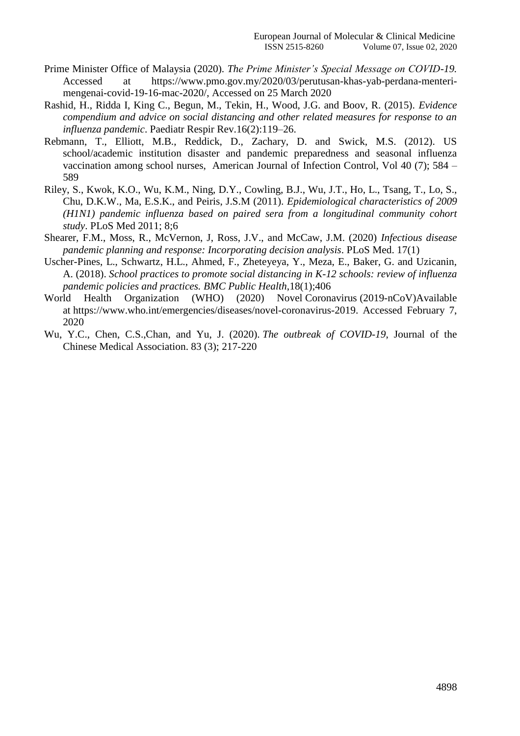Prime Minister Office of Malaysia (2020). *The Prime Minister's Special Message on COVID-19.* Accessed at https://www.pmo.gov.my/2020/03/perutusan-khas-yab-perdana-menteri-mengenai-covid-19-16-mac-2020/, Accessed on 25 March 2020

Rashid, H., Ridda I, King C., Begun, M., Tekin, H., Wood, J.G. and Boov, R. (2015). *Evidence compendium and advice on social distancing and other related measures for response to an influenza pandemic*. Paediatr Respir Rev.16(2):119–26.

Rebmann, T., Elliott, M.B., Reddick, D., Zachary, D. and Swick, M.S. (2012). US school/academic institution disaster and pandemic preparedness and seasonal influenza vaccination among school nurses, American Journal of Infection Control, Vol 40 (7); 584 – 589

Riley, S., Kwok, K.O., Wu, K.M., Ning, D.Y., Cowling, B.J., Wu, J.T., Ho, L., Tsang, T., Lo, S., Chu, D.K.W., Ma, E.S.K., and Peiris, J.S.M (2011). *Epidemiological characteristics of 2009 (H1N1) pandemic influenza based on paired sera from a longitudinal community cohort study*. PLoS Med 2011; 8;6

Shearer, F.M., Moss, R., McVernon, J, Ross, J.V., and McCaw, J.M. (2020) *Infectious disease pandemic planning and response: Incorporating decision analysis*. PLoS Med. 17(1)

Uscher-Pines, L., Schwartz, H.L., Ahmed, F., Zheteyeya, Y., Meza, E., Baker, G. and Uzicanin, A. (2018). *School practices to promote social distancing in K-12 schools: review of influenza pandemic policies and practices. BMC Public Health*,18(1);406

World Health Organization (WHO) (2020) Novel Coronavirus (2019-nCoV)Available at https://www.who.int/emergencies/diseases/novel-coronavirus-2019. Accessed February 7, 2020

Wu, Y.C., Chen, C.S.,Chan, and Yu, J. (2020). *The outbreak of COVID-19*, Journal of the Chinese Medical Association. 83 (3); 217-220